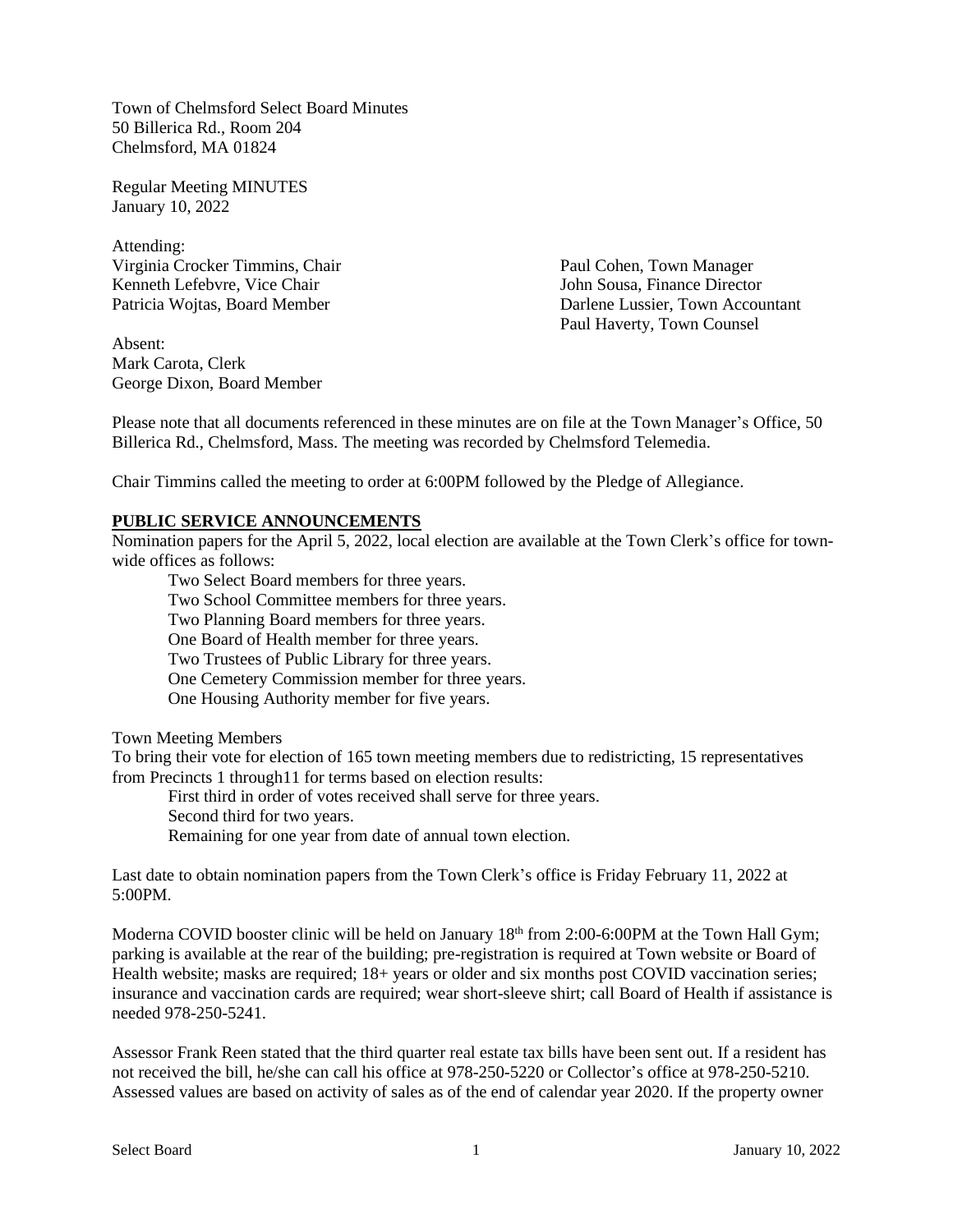Town of Chelmsford Select Board Minutes
50 Billerica Rd., Room 204
Chelmsford, MA 01824

Regular Meeting MINUTES
January 10, 2022

Attending:
Virginia Crocker Timmins, Chair
Kenneth Lefebvre, Vice Chair
Patricia Wojtas, Board Member

Paul Cohen, Town Manager
John Sousa, Finance Director
Darlene Lussier, Town Accountant
Paul Haverty, Town Counsel

Absent:
Mark Carota, Clerk
George Dixon, Board Member

Please note that all documents referenced in these minutes are on file at the Town Manager's Office, 50 Billerica Rd., Chelmsford, Mass. The meeting was recorded by Chelmsford Telemedia.

Chair Timmins called the meeting to order at 6:00PM followed by the Pledge of Allegiance.

**PUBLIC SERVICE ANNOUNCEMENTS**

Nomination papers for the April 5, 2022, local election are available at the Town Clerk's office for town-wide offices as follows:

- Two Select Board members for three years.
- Two School Committee members for three years.
- Two Planning Board members for three years.
- One Board of Health member for three years.
- Two Trustees of Public Library for three years.
- One Cemetery Commission member for three years.
- One Housing Authority member for five years.

Town Meeting Members
To bring their vote for election of 165 town meeting members due to redistricting, 15 representatives from Precincts 1 through11 for terms based on election results:

- First third in order of votes received shall serve for three years.
- Second third for two years.
- Remaining for one year from date of annual town election.

Last date to obtain nomination papers from the Town Clerk's office is Friday February 11, 2022 at 5:00PM.

Moderna COVID booster clinic will be held on January 18th from 2:00-6:00PM at the Town Hall Gym; parking is available at the rear of the building; pre-registration is required at Town website or Board of Health website; masks are required; 18+ years or older and six months post COVID vaccination series; insurance and vaccination cards are required; wear short-sleeve shirt; call Board of Health if assistance is needed 978-250-5241.

Assessor Frank Reen stated that the third quarter real estate tax bills have been sent out. If a resident has not received the bill, he/she can call his office at 978-250-5220 or Collector's office at 978-250-5210. Assessed values are based on activity of sales as of the end of calendar year 2020. If the property owner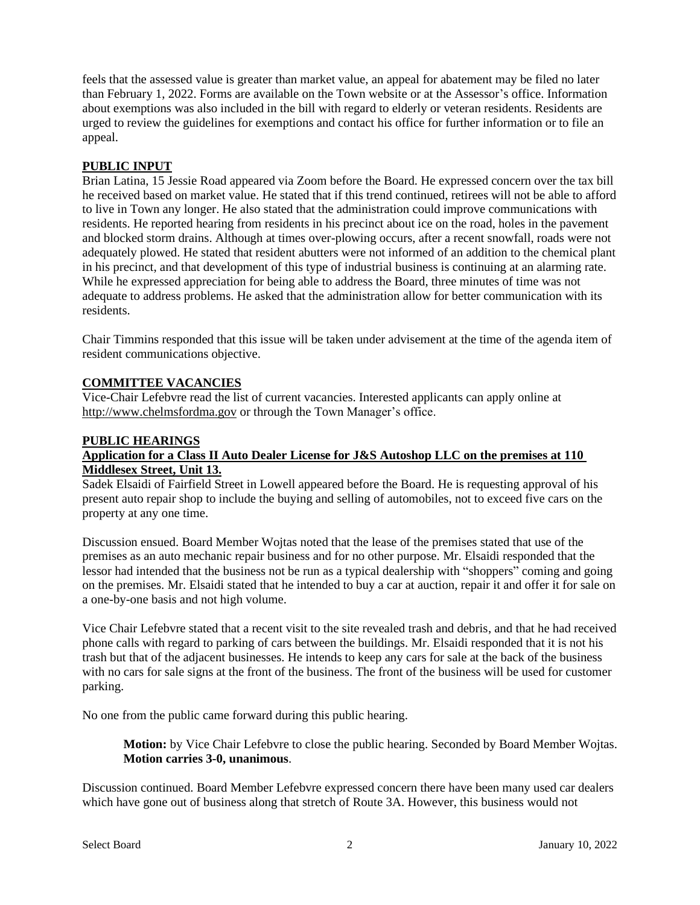feels that the assessed value is greater than market value, an appeal for abatement may be filed no later than February 1, 2022. Forms are available on the Town website or at the Assessor's office. Information about exemptions was also included in the bill with regard to elderly or veteran residents. Residents are urged to review the guidelines for exemptions and contact his office for further information or to file an appeal.

## PUBLIC INPUT

Brian Latina, 15 Jessie Road appeared via Zoom before the Board. He expressed concern over the tax bill he received based on market value. He stated that if this trend continued, retirees will not be able to afford to live in Town any longer. He also stated that the administration could improve communications with residents. He reported hearing from residents in his precinct about ice on the road, holes in the pavement and blocked storm drains. Although at times over-plowing occurs, after a recent snowfall, roads were not adequately plowed. He stated that resident abutters were not informed of an addition to the chemical plant in his precinct, and that development of this type of industrial business is continuing at an alarming rate. While he expressed appreciation for being able to address the Board, three minutes of time was not adequate to address problems. He asked that the administration allow for better communication with its residents.

Chair Timmins responded that this issue will be taken under advisement at the time of the agenda item of resident communications objective.

## COMMITTEE VACANCIES

Vice-Chair Lefebvre read the list of current vacancies. Interested applicants can apply online at http://www.chelmsfordma.gov or through the Town Manager's office.

## PUBLIC HEARINGS

### Application for a Class II Auto Dealer License for J&S Autoshop LLC on the premises at 110 Middlesex Street, Unit 13.

Sadek Elsaidi of Fairfield Street in Lowell appeared before the Board. He is requesting approval of his present auto repair shop to include the buying and selling of automobiles, not to exceed five cars on the property at any one time.

Discussion ensued. Board Member Wojtas noted that the lease of the premises stated that use of the premises as an auto mechanic repair business and for no other purpose. Mr. Elsaidi responded that the lessor had intended that the business not be run as a typical dealership with "shoppers" coming and going on the premises. Mr. Elsaidi stated that he intended to buy a car at auction, repair it and offer it for sale on a one-by-one basis and not high volume.

Vice Chair Lefebvre stated that a recent visit to the site revealed trash and debris, and that he had received phone calls with regard to parking of cars between the buildings. Mr. Elsaidi responded that it is not his trash but that of the adjacent businesses. He intends to keep any cars for sale at the back of the business with no cars for sale signs at the front of the business. The front of the business will be used for customer parking.

No one from the public came forward during this public hearing.

> **Motion:** by Vice Chair Lefebvre to close the public hearing. Seconded by Board Member Wojtas. **Motion carries 3-0, unanimous**.

Discussion continued. Board Member Lefebvre expressed concern there have been many used car dealers which have gone out of business along that stretch of Route 3A. However, this business would not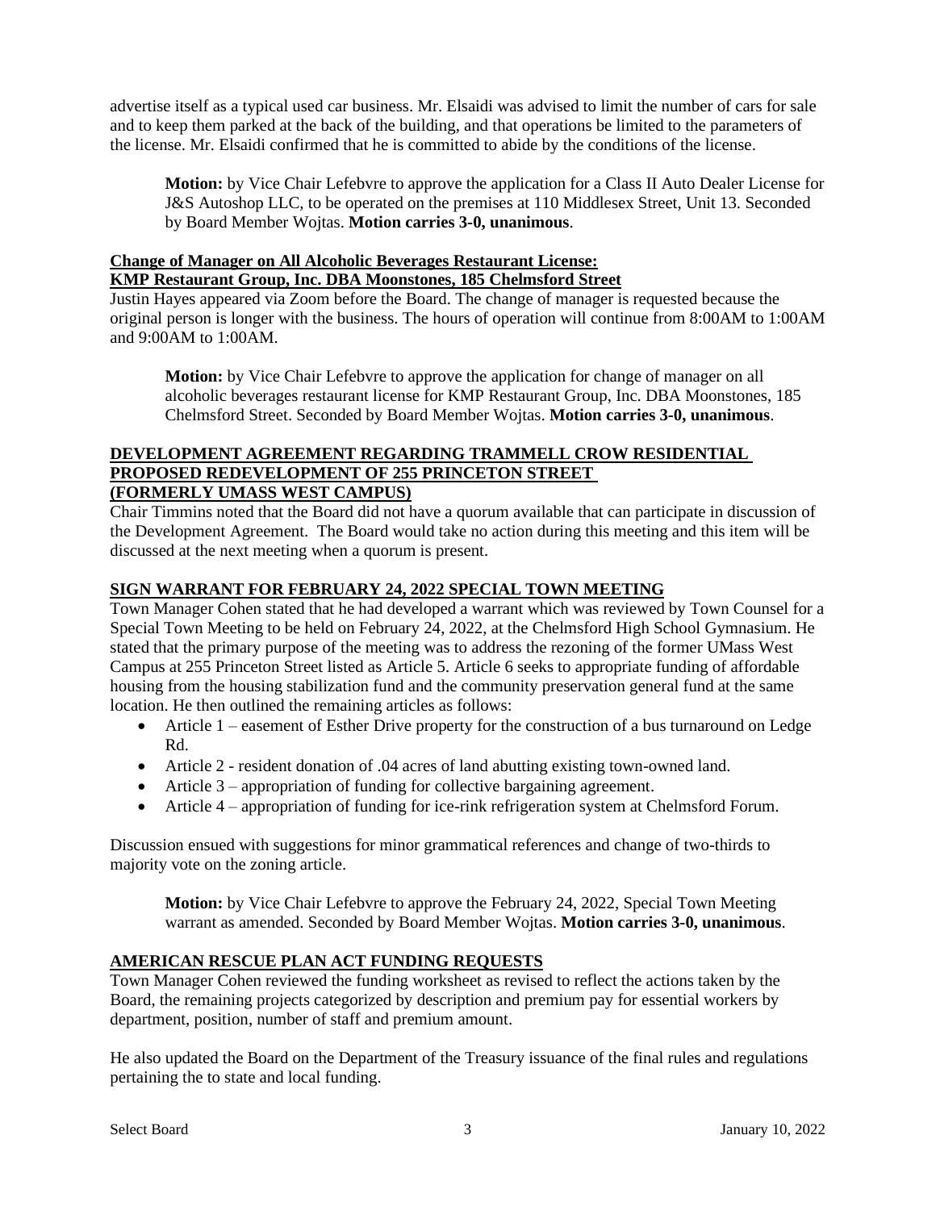advertise itself as a typical used car business. Mr. Elsaidi was advised to limit the number of cars for sale and to keep them parked at the back of the building, and that operations be limited to the parameters of the license. Mr. Elsaidi confirmed that he is committed to abide by the conditions of the license.

> **Motion:** by Vice Chair Lefebvre to approve the application for a Class II Auto Dealer License for J&S Autoshop LLC, to be operated on the premises at 110 Middlesex Street, Unit 13. Seconded by Board Member Wojtas. **Motion carries 3-0, unanimous**.

**Change of Manager on All Alcoholic Beverages Restaurant License:**
**KMP Restaurant Group, Inc. DBA Moonstones, 185 Chelmsford Street**

Justin Hayes appeared via Zoom before the Board. The change of manager is requested because the original person is longer with the business. The hours of operation will continue from 8:00AM to 1:00AM and 9:00AM to 1:00AM.

> **Motion:** by Vice Chair Lefebvre to approve the application for change of manager on all alcoholic beverages restaurant license for KMP Restaurant Group, Inc. DBA Moonstones, 185 Chelmsford Street. Seconded by Board Member Wojtas. **Motion carries 3-0, unanimous**.

**DEVELOPMENT AGREEMENT REGARDING TRAMMELL CROW RESIDENTIAL PROPOSED REDEVELOPMENT OF 255 PRINCETON STREET (FORMERLY UMASS WEST CAMPUS)**

Chair Timmins noted that the Board did not have a quorum available that can participate in discussion of the Development Agreement. The Board would take no action during this meeting and this item will be discussed at the next meeting when a quorum is present.

**SIGN WARRANT FOR FEBRUARY 24, 2022 SPECIAL TOWN MEETING**

Town Manager Cohen stated that he had developed a warrant which was reviewed by Town Counsel for a Special Town Meeting to be held on February 24, 2022, at the Chelmsford High School Gymnasium. He stated that the primary purpose of the meeting was to address the rezoning of the former UMass West Campus at 255 Princeton Street listed as Article 5. Article 6 seeks to appropriate funding of affordable housing from the housing stabilization fund and the community preservation general fund at the same location. He then outlined the remaining articles as follows:

- Article 1 – easement of Esther Drive property for the construction of a bus turnaround on Ledge Rd.
- Article 2 - resident donation of .04 acres of land abutting existing town-owned land.
- Article 3 – appropriation of funding for collective bargaining agreement.
- Article 4 – appropriation of funding for ice-rink refrigeration system at Chelmsford Forum.

Discussion ensued with suggestions for minor grammatical references and change of two-thirds to majority vote on the zoning article.

> **Motion:** by Vice Chair Lefebvre to approve the February 24, 2022, Special Town Meeting warrant as amended. Seconded by Board Member Wojtas. **Motion carries 3-0, unanimous**.

**AMERICAN RESCUE PLAN ACT FUNDING REQUESTS**

Town Manager Cohen reviewed the funding worksheet as revised to reflect the actions taken by the Board, the remaining projects categorized by description and premium pay for essential workers by department, position, number of staff and premium amount.

He also updated the Board on the Department of the Treasury issuance of the final rules and regulations pertaining the to state and local funding.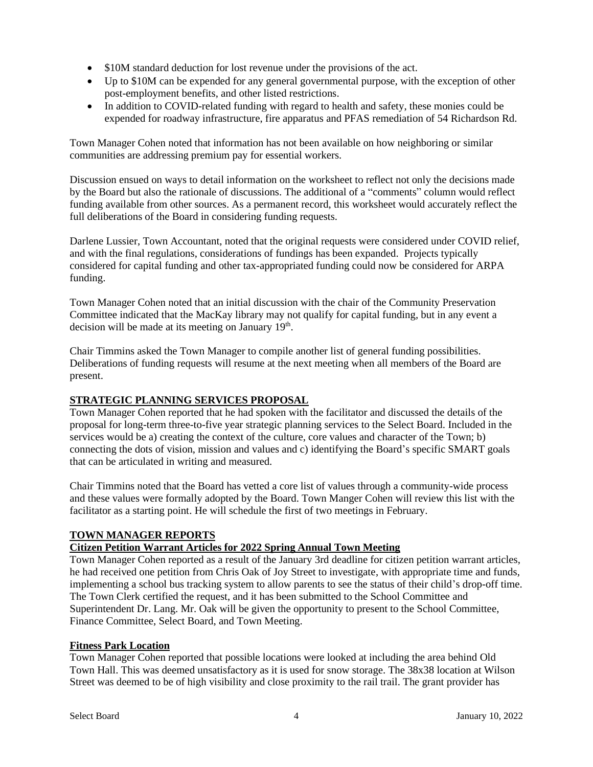- $10M standard deduction for lost revenue under the provisions of the act.
- Up to $10M can be expended for any general governmental purpose, with the exception of other post-employment benefits, and other listed restrictions.
- In addition to COVID-related funding with regard to health and safety, these monies could be expended for roadway infrastructure, fire apparatus and PFAS remediation of 54 Richardson Rd.

Town Manager Cohen noted that information has not been available on how neighboring or similar communities are addressing premium pay for essential workers.

Discussion ensued on ways to detail information on the worksheet to reflect not only the decisions made by the Board but also the rationale of discussions. The additional of a "comments" column would reflect funding available from other sources. As a permanent record, this worksheet would accurately reflect the full deliberations of the Board in considering funding requests.

Darlene Lussier, Town Accountant, noted that the original requests were considered under COVID relief, and with the final regulations, considerations of fundings has been expanded. Projects typically considered for capital funding and other tax-appropriated funding could now be considered for ARPA funding.

Town Manager Cohen noted that an initial discussion with the chair of the Community Preservation Committee indicated that the MacKay library may not qualify for capital funding, but in any event a decision will be made at its meeting on January 19th.

Chair Timmins asked the Town Manager to compile another list of general funding possibilities. Deliberations of funding requests will resume at the next meeting when all members of the Board are present.

## STRATEGIC PLANNING SERVICES PROPOSAL

Town Manager Cohen reported that he had spoken with the facilitator and discussed the details of the proposal for long-term three-to-five year strategic planning services to the Select Board. Included in the services would be a) creating the context of the culture, core values and character of the Town; b) connecting the dots of vision, mission and values and c) identifying the Board's specific SMART goals that can be articulated in writing and measured.

Chair Timmins noted that the Board has vetted a core list of values through a community-wide process and these values were formally adopted by the Board. Town Manger Cohen will review this list with the facilitator as a starting point. He will schedule the first of two meetings in February.

## TOWN MANAGER REPORTS

### Citizen Petition Warrant Articles for 2022 Spring Annual Town Meeting

Town Manager Cohen reported as a result of the January 3rd deadline for citizen petition warrant articles, he had received one petition from Chris Oak of Joy Street to investigate, with appropriate time and funds, implementing a school bus tracking system to allow parents to see the status of their child's drop-off time. The Town Clerk certified the request, and it has been submitted to the School Committee and Superintendent Dr. Lang. Mr. Oak will be given the opportunity to present to the School Committee, Finance Committee, Select Board, and Town Meeting.

### Fitness Park Location

Town Manager Cohen reported that possible locations were looked at including the area behind Old Town Hall. This was deemed unsatisfactory as it is used for snow storage. The 38x38 location at Wilson Street was deemed to be of high visibility and close proximity to the rail trail. The grant provider has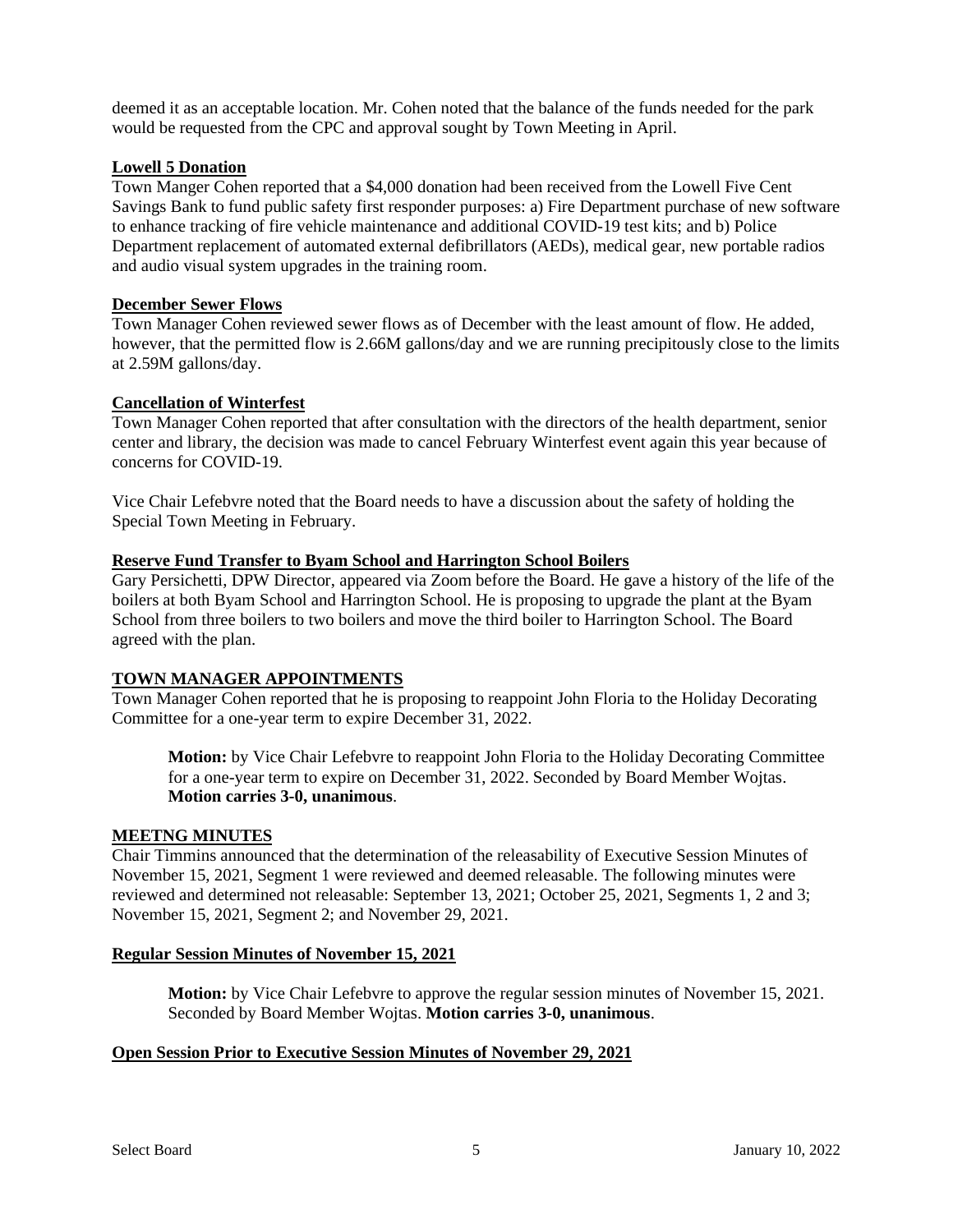deemed it as an acceptable location. Mr. Cohen noted that the balance of the funds needed for the park would be requested from the CPC and approval sought by Town Meeting in April.

**Lowell 5 Donation**

Town Manger Cohen reported that a $4,000 donation had been received from the Lowell Five Cent Savings Bank to fund public safety first responder purposes: a) Fire Department purchase of new software to enhance tracking of fire vehicle maintenance and additional COVID-19 test kits; and b) Police Department replacement of automated external defibrillators (AEDs), medical gear, new portable radios and audio visual system upgrades in the training room.

**December Sewer Flows**

Town Manager Cohen reviewed sewer flows as of December with the least amount of flow. He added, however, that the permitted flow is 2.66M gallons/day and we are running precipitously close to the limits at 2.59M gallons/day.

**Cancellation of Winterfest**

Town Manager Cohen reported that after consultation with the directors of the health department, senior center and library, the decision was made to cancel February Winterfest event again this year because of concerns for COVID-19.

Vice Chair Lefebvre noted that the Board needs to have a discussion about the safety of holding the Special Town Meeting in February.

**Reserve Fund Transfer to Byam School and Harrington School Boilers**

Gary Persichetti, DPW Director, appeared via Zoom before the Board. He gave a history of the life of the boilers at both Byam School and Harrington School. He is proposing to upgrade the plant at the Byam School from three boilers to two boilers and move the third boiler to Harrington School. The Board agreed with the plan.

**TOWN MANAGER APPOINTMENTS**

Town Manager Cohen reported that he is proposing to reappoint John Floria to the Holiday Decorating Committee for a one-year term to expire December 31, 2022.

> **Motion:** by Vice Chair Lefebvre to reappoint John Floria to the Holiday Decorating Committee for a one-year term to expire on December 31, 2022. Seconded by Board Member Wojtas. **Motion carries 3-0, unanimous**.

**MEETNG MINUTES**

Chair Timmins announced that the determination of the releasability of Executive Session Minutes of November 15, 2021, Segment 1 were reviewed and deemed releasable. The following minutes were reviewed and determined not releasable: September 13, 2021; October 25, 2021, Segments 1, 2 and 3; November 15, 2021, Segment 2; and November 29, 2021.

**Regular Session Minutes of November 15, 2021**

> **Motion:** by Vice Chair Lefebvre to approve the regular session minutes of November 15, 2021. Seconded by Board Member Wojtas. **Motion carries 3-0, unanimous**.

**Open Session Prior to Executive Session Minutes of November 29, 2021**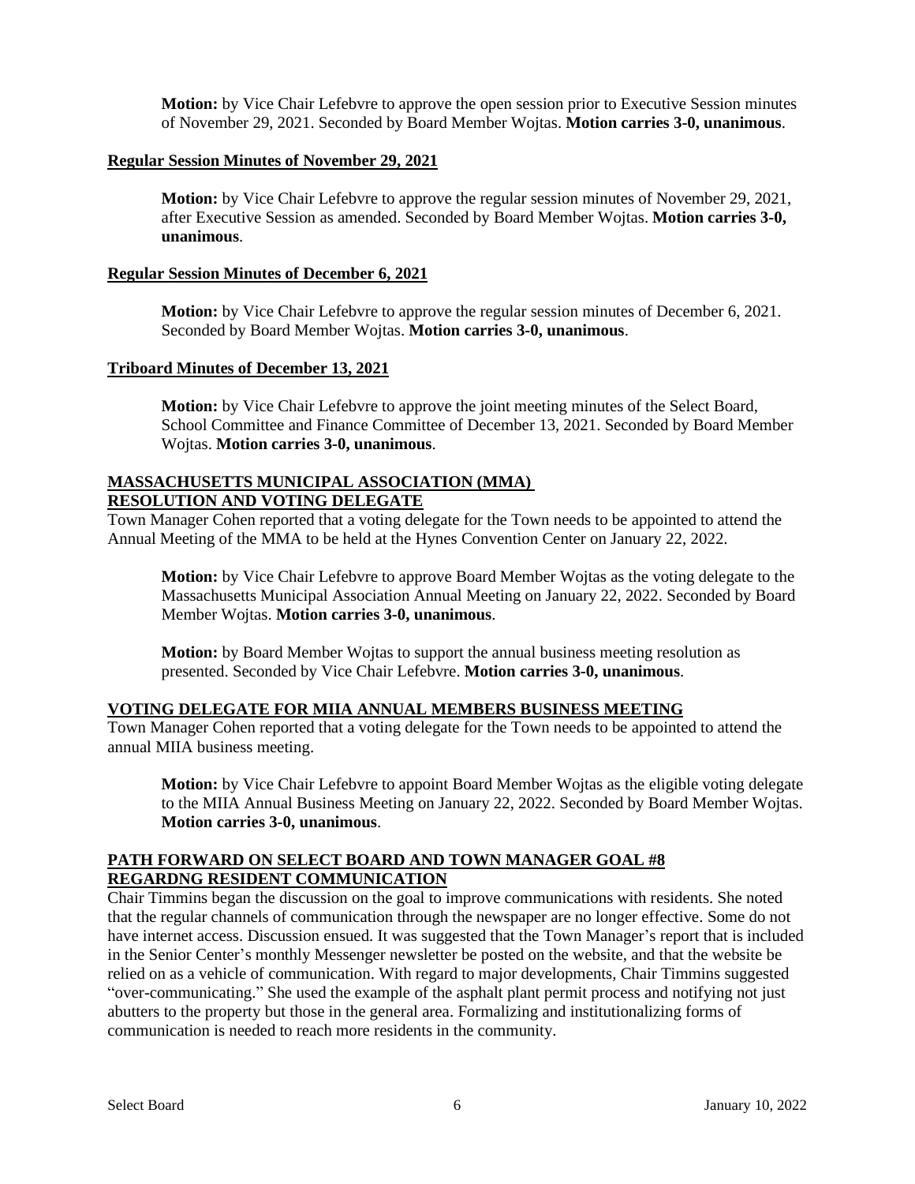**Motion:** by Vice Chair Lefebvre to approve the open session prior to Executive Session minutes of November 29, 2021. Seconded by Board Member Wojtas. **Motion carries 3-0, unanimous**.

**Regular Session Minutes of November 29, 2021**

**Motion:** by Vice Chair Lefebvre to approve the regular session minutes of November 29, 2021, after Executive Session as amended. Seconded by Board Member Wojtas. **Motion carries 3-0, unanimous**.

**Regular Session Minutes of December 6, 2021**

**Motion:** by Vice Chair Lefebvre to approve the regular session minutes of December 6, 2021. Seconded by Board Member Wojtas. **Motion carries 3-0, unanimous**.

**Triboard Minutes of December 13, 2021**

**Motion:** by Vice Chair Lefebvre to approve the joint meeting minutes of the Select Board, School Committee and Finance Committee of December 13, 2021. Seconded by Board Member Wojtas. **Motion carries 3-0, unanimous**.

**MASSACHUSETTS MUNICIPAL ASSOCIATION (MMA) RESOLUTION AND VOTING DELEGATE**

Town Manager Cohen reported that a voting delegate for the Town needs to be appointed to attend the Annual Meeting of the MMA to be held at the Hynes Convention Center on January 22, 2022.

**Motion:** by Vice Chair Lefebvre to approve Board Member Wojtas as the voting delegate to the Massachusetts Municipal Association Annual Meeting on January 22, 2022. Seconded by Board Member Wojtas. **Motion carries 3-0, unanimous**.

**Motion:** by Board Member Wojtas to support the annual business meeting resolution as presented. Seconded by Vice Chair Lefebvre. **Motion carries 3-0, unanimous**.

**VOTING DELEGATE FOR MIIA ANNUAL MEMBERS BUSINESS MEETING**

Town Manager Cohen reported that a voting delegate for the Town needs to be appointed to attend the annual MIIA business meeting.

**Motion:** by Vice Chair Lefebvre to appoint Board Member Wojtas as the eligible voting delegate to the MIIA Annual Business Meeting on January 22, 2022. Seconded by Board Member Wojtas. **Motion carries 3-0, unanimous**.

**PATH FORWARD ON SELECT BOARD AND TOWN MANAGER GOAL #8 REGARDNG RESIDENT COMMUNICATION**

Chair Timmins began the discussion on the goal to improve communications with residents. She noted that the regular channels of communication through the newspaper are no longer effective. Some do not have internet access. Discussion ensued. It was suggested that the Town Manager's report that is included in the Senior Center's monthly Messenger newsletter be posted on the website, and that the website be relied on as a vehicle of communication. With regard to major developments, Chair Timmins suggested "over-communicating." She used the example of the asphalt plant permit process and notifying not just abutters to the property but those in the general area. Formalizing and institutionalizing forms of communication is needed to reach more residents in the community.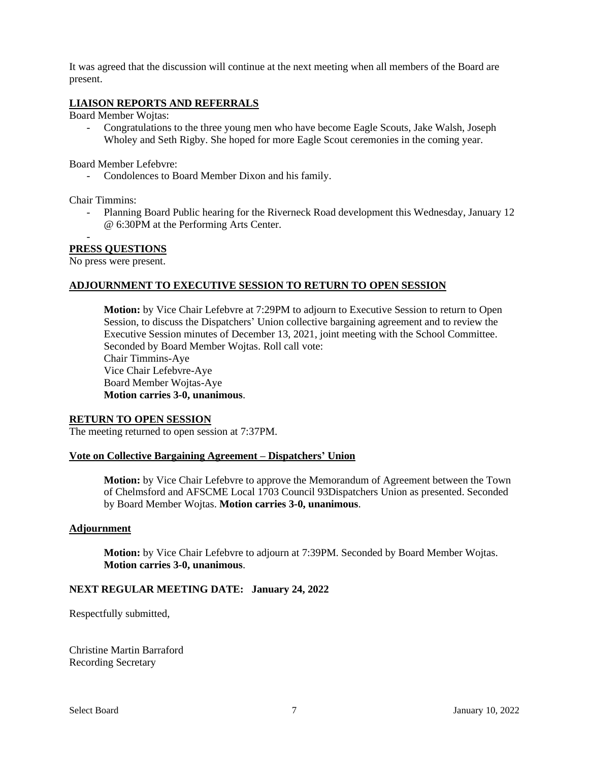It was agreed that the discussion will continue at the next meeting when all members of the Board are present.

**LIAISON REPORTS AND REFERRALS**

Board Member Wojtas:

- Congratulations to the three young men who have become Eagle Scouts, Jake Walsh, Joseph Wholey and Seth Rigby. She hoped for more Eagle Scout ceremonies in the coming year.

Board Member Lefebvre:

- Condolences to Board Member Dixon and his family.

Chair Timmins:

- Planning Board Public hearing for the Riverneck Road development this Wednesday, January 12 @ 6:30PM at the Performing Arts Center.
-

**PRESS QUESTIONS**

No press were present.

**ADJOURNMENT TO EXECUTIVE SESSION TO RETURN TO OPEN SESSION**

> **Motion:** by Vice Chair Lefebvre at 7:29PM to adjourn to Executive Session to return to Open Session, to discuss the Dispatchers' Union collective bargaining agreement and to review the Executive Session minutes of December 13, 2021, joint meeting with the School Committee. Seconded by Board Member Wojtas. Roll call vote:
> Chair Timmins-Aye
> Vice Chair Lefebvre-Aye
> Board Member Wojtas-Aye
> **Motion carries 3-0, unanimous**.

**RETURN TO OPEN SESSION**

The meeting returned to open session at 7:37PM.

**Vote on Collective Bargaining Agreement – Dispatchers' Union**

> **Motion:** by Vice Chair Lefebvre to approve the Memorandum of Agreement between the Town of Chelmsford and AFSCME Local 1703 Council 93Dispatchers Union as presented. Seconded by Board Member Wojtas. **Motion carries 3-0, unanimous**.

**Adjournment**

> **Motion:** by Vice Chair Lefebvre to adjourn at 7:39PM. Seconded by Board Member Wojtas. **Motion carries 3-0, unanimous**.

**NEXT REGULAR MEETING DATE: January 24, 2022**

Respectfully submitted,

Christine Martin Barraford
Recording Secretary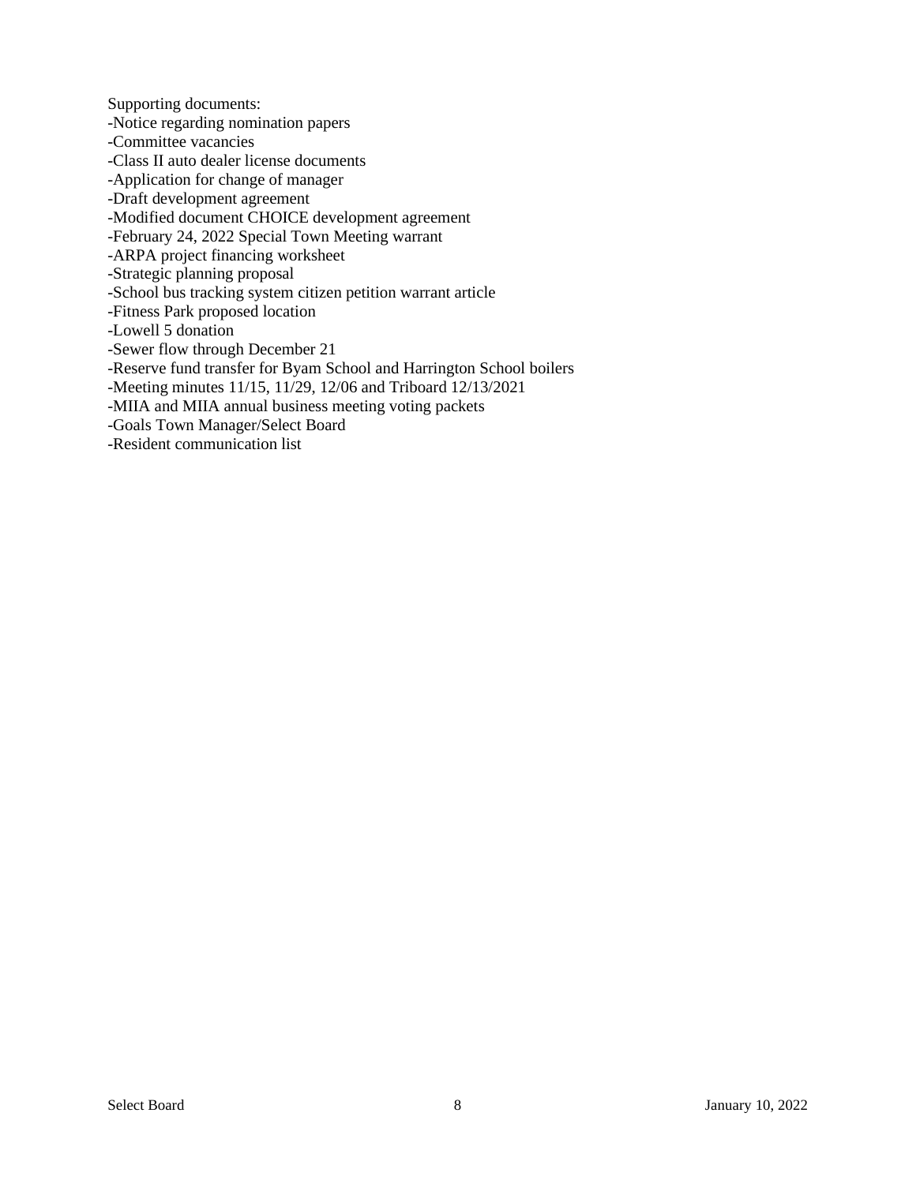Supporting documents:
-Notice regarding nomination papers
-Committee vacancies
-Class II auto dealer license documents
-Application for change of manager
-Draft development agreement
-Modified document CHOICE development agreement
-February 24, 2022 Special Town Meeting warrant
-ARPA project financing worksheet
-Strategic planning proposal
-School bus tracking system citizen petition warrant article
-Fitness Park proposed location
-Lowell 5 donation
-Sewer flow through December 21
-Reserve fund transfer for Byam School and Harrington School boilers
-Meeting minutes 11/15, 11/29, 12/06 and Triboard 12/13/2021
-MIIA and MIIA annual business meeting voting packets
-Goals Town Manager/Select Board
-Resident communication list